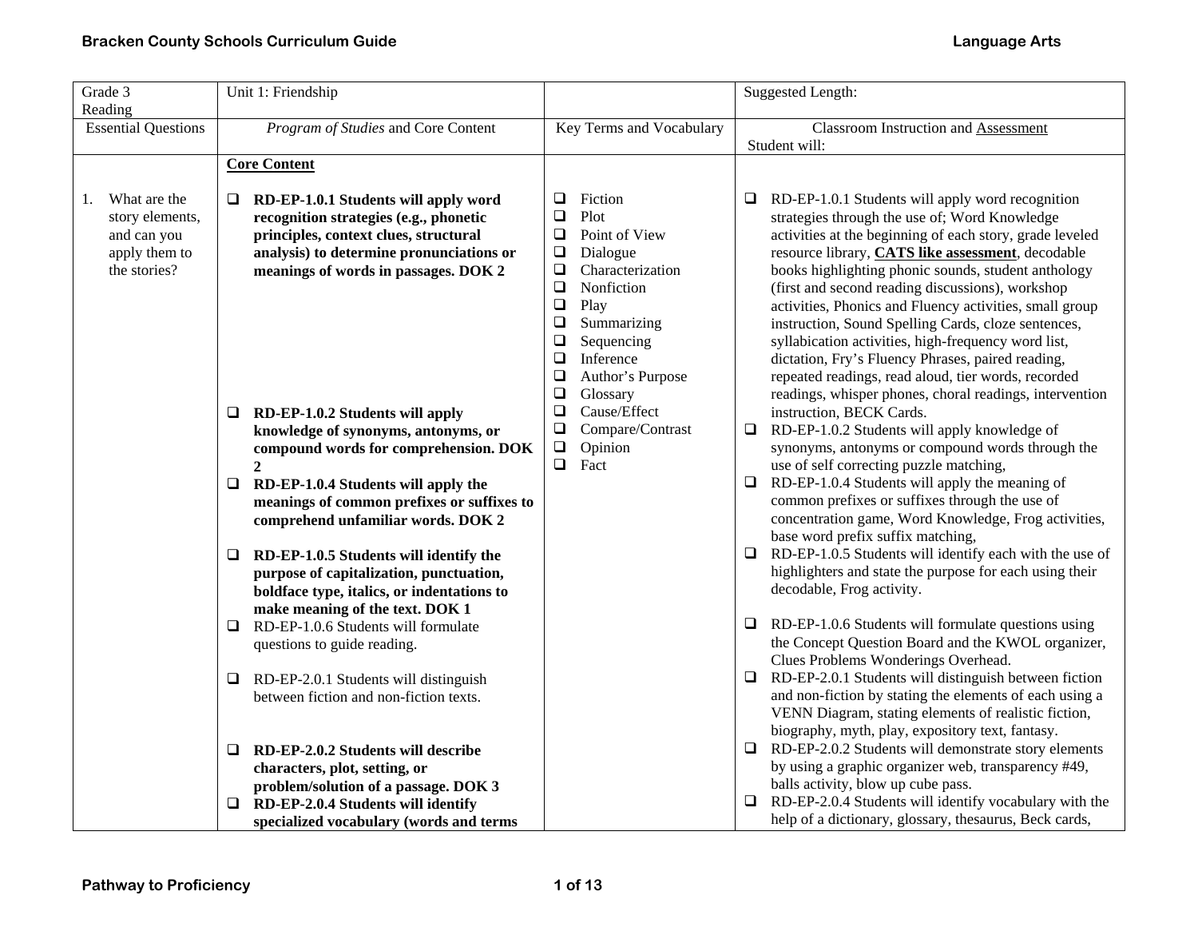| Grade 3 Reading | Unit 1: Friendship | | Suggested Length: |
|---|---|---|---|
| Essential Questions | *Program of Studies* and Core Content | Key Terms and Vocabulary | Classroom Instruction and Assessment Student will: |
| 1. What are the story elements, and can you apply them to the stories? | **Core Content**<br><br>❑ **RD-EP-1.0.1 Students will apply word recognition strategies (e.g., phonetic principles, context clues, structural analysis) to determine pronunciations or meanings of words in passages. DOK 2**<br><br>❑ **RD-EP-1.0.2 Students will apply knowledge of synonyms, antonyms, or compound words for comprehension. DOK 2**<br>❑ **RD-EP-1.0.4 Students will apply the meanings of common prefixes or suffixes to comprehend unfamiliar words. DOK 2**<br><br>❑ **RD-EP-1.0.5 Students will identify the purpose of capitalization, punctuation, boldface type, italics, or indentations to make meaning of the text. DOK 1**<br>❑ RD-EP-1.0.6 Students will formulate questions to guide reading.<br><br>❑ RD-EP-2.0.1 Students will distinguish between fiction and non-fiction texts.<br><br>❑ **RD-EP-2.0.2 Students will describe characters, plot, setting, or problem/solution of a passage. DOK 3**<br>❑ **RD-EP-2.0.4 Students will identify specialized vocabulary (words and terms** | ❑ Fiction<br>❑ Plot<br>❑ Point of View<br>❑ Dialogue<br>❑ Characterization<br>❑ Nonfiction<br>❑ Play<br>❑ Summarizing<br>❑ Sequencing<br>❑ Inference<br>❑ Author's Purpose<br>❑ Glossary<br>❑ Cause/Effect<br>❑ Compare/Contrast<br>❑ Opinion<br>❑ Fact | ❑ RD-EP-1.0.1 Students will apply word recognition strategies through the use of; Word Knowledge activities at the beginning of each story, grade leveled resource library, **CATS like assessment**, decodable books highlighting phonic sounds, student anthology (first and second reading discussions), workshop activities, Phonics and Fluency activities, small group instruction, Sound Spelling Cards, cloze sentences, syllabication activities, high-frequency word list, dictation, Fry's Fluency Phrases, paired reading, repeated readings, read aloud, tier words, recorded readings, whisper phones, choral readings, intervention instruction, BECK Cards.<br>❑ RD-EP-1.0.2 Students will apply knowledge of synonyms, antonyms or compound words through the use of self correcting puzzle matching,<br>❑ RD-EP-1.0.4 Students will apply the meaning of common prefixes or suffixes through the use of concentration game, Word Knowledge, Frog activities, base word prefix suffix matching,<br>❑ RD-EP-1.0.5 Students will identify each with the use of highlighters and state the purpose for each using their decodable, Frog activity.<br><br>❑ RD-EP-1.0.6 Students will formulate questions using the Concept Question Board and the KWOL organizer, Clues Problems Wonderings Overhead.<br>❑ RD-EP-2.0.1 Students will distinguish between fiction and non-fiction by stating the elements of each using a VENN Diagram, stating elements of realistic fiction, biography, myth, play, expository text, fantasy.<br>❑ RD-EP-2.0.2 Students will demonstrate story elements by using a graphic organizer web, transparency #49, balls activity, blow up cube pass.<br>❑ RD-EP-2.0.4 Students will identify vocabulary with the help of a dictionary, glossary, thesaurus, Beck cards, |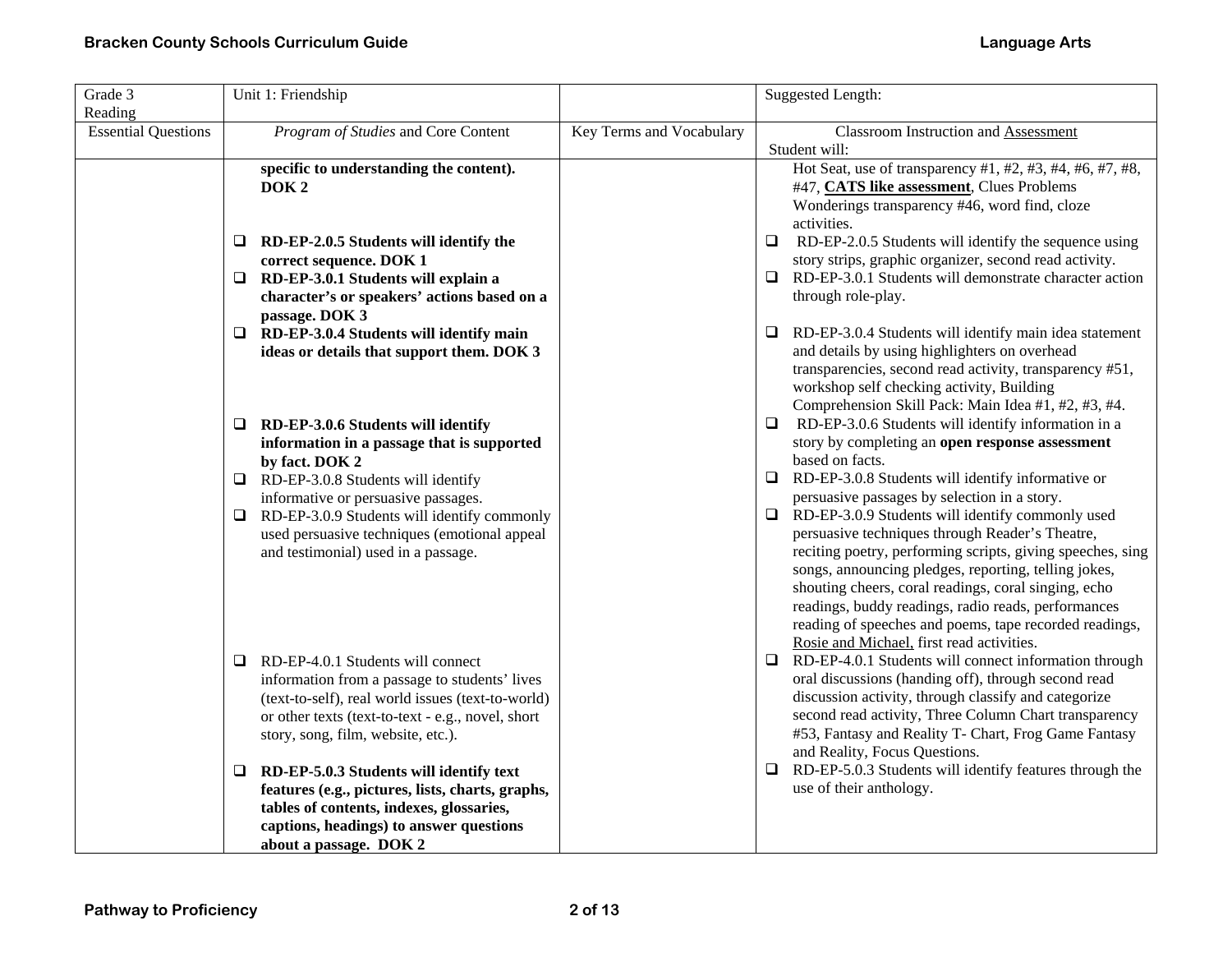| Grade 3 Reading | Unit 1: Friendship | | Suggested Length: |
|---|---|---|---|
| Essential Questions | *Program of Studies* and Core Content | Key Terms and Vocabulary | Classroom Instruction and Assessment Student will: |
| | **specific to understanding the content). DOK 2** | | Hot Seat, use of transparency #1, #2, #3, #4, #6, #7, #8, #47, **CATS like assessment**, Clues Problems Wonderings transparency #46, word find, cloze activities. |
| | ❑ **RD-EP-2.0.5 Students will identify the correct sequence. DOK 1** | | ❑ RD-EP-2.0.5 Students will identify the sequence using story strips, graphic organizer, second read activity. |
| | ❑ **RD-EP-3.0.1 Students will explain a character's or speakers' actions based on a passage. DOK 3** | | ❑ RD-EP-3.0.1 Students will demonstrate character action through role-play. |
| | ❑ **RD-EP-3.0.4 Students will identify main ideas or details that support them. DOK 3** | | ❑ RD-EP-3.0.4 Students will identify main idea statement and details by using highlighters on overhead transparencies, second read activity, transparency #51, workshop self checking activity, Building Comprehension Skill Pack: Main Idea #1, #2, #3, #4. |
| | ❑ **RD-EP-3.0.6 Students will identify information in a passage that is supported by fact. DOK 2** | | ❑ RD-EP-3.0.6 Students will identify information in a story by completing an **open response assessment** based on facts. |
| | ❑ RD-EP-3.0.8 Students will identify informative or persuasive passages. | | ❑ RD-EP-3.0.8 Students will identify informative or persuasive passages by selection in a story. |
| | ❑ RD-EP-3.0.9 Students will identify commonly used persuasive techniques (emotional appeal and testimonial) used in a passage. | | ❑ RD-EP-3.0.9 Students will identify commonly used persuasive techniques through Reader's Theatre, reciting poetry, performing scripts, giving speeches, sing songs, announcing pledges, reporting, telling jokes, shouting cheers, coral readings, coral singing, echo readings, buddy readings, radio reads, performances reading of speeches and poems, tape recorded readings, Rosie and Michael, first read activities. |
| | ❑ RD-EP-4.0.1 Students will connect information from a passage to students' lives (text-to-self), real world issues (text-to-world) or other texts (text-to-text - e.g., novel, short story, song, film, website, etc.). | | ❑ RD-EP-4.0.1 Students will connect information through oral discussions (handing off), through second read discussion activity, through classify and categorize second read activity, Three Column Chart transparency #53, Fantasy and Reality T- Chart, Frog Game Fantasy and Reality, Focus Questions. |
| | ❑ **RD-EP-5.0.3 Students will identify text features (e.g., pictures, lists, charts, graphs, tables of contents, indexes, glossaries, captions, headings) to answer questions about a passage. DOK 2** | | ❑ RD-EP-5.0.3 Students will identify features through the use of their anthology. |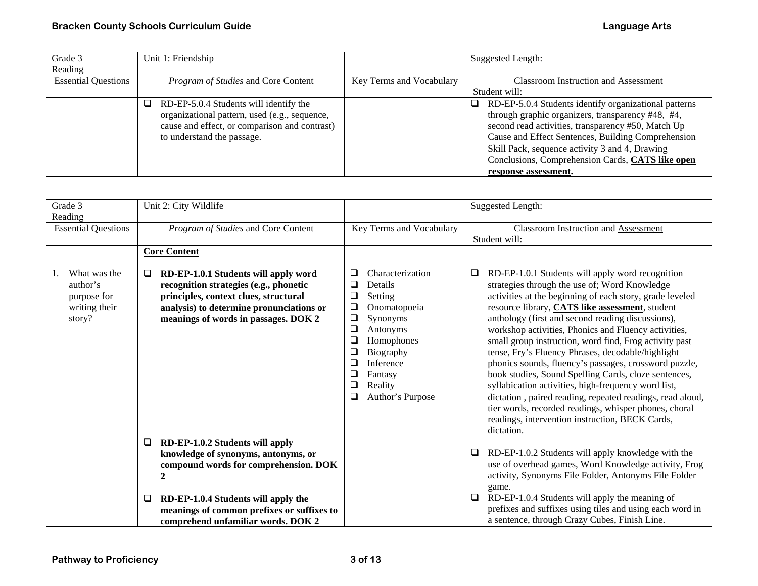| Grade 3 Reading | Unit 1: Friendship | | Suggested Length: |
|---|---|---|---|
| Essential Questions | *Program of Studies* and Core Content | Key Terms and Vocabulary | Classroom Instruction and Assessment<br>Student will: |
| | ❑ RD-EP-5.0.4 Students will identify the organizational pattern, used (e.g., sequence, cause and effect, or comparison and contrast) to understand the passage. | | ❑ RD-EP-5.0.4 Students identify organizational patterns through graphic organizers, transparency #48, #4, second read activities, transparency #50, Match Up Cause and Effect Sentences, Building Comprehension Skill Pack, sequence activity 3 and 4, Drawing Conclusions, Comprehension Cards, **CATS like open response assessment.** |

| Grade 3 Reading | Unit 2: City Wildlife | | Suggested Length: |
|---|---|---|---|
| Essential Questions | *Program of Studies* and Core Content | Key Terms and Vocabulary | Classroom Instruction and Assessment<br>Student will: |
| | **Core Content** | | |
| 1. What was the author's purpose for writing their story? | ❑ **RD-EP-1.0.1 Students will apply word recognition strategies (e.g., phonetic principles, context clues, structural analysis) to determine pronunciations or meanings of words in passages. DOK 2** | ❑ Characterization<br>❑ Details<br>❑ Setting<br>❑ Onomatopoeia<br>❑ Synonyms<br>❑ Antonyms<br>❑ Homophones<br>❑ Biography<br>❑ Inference<br>❑ Fantasy<br>❑ Reality<br>❑ Author's Purpose | ❑ RD-EP-1.0.1 Students will apply word recognition strategies through the use of; Word Knowledge activities at the beginning of each story, grade leveled resource library, **CATS like assessment**, student anthology (first and second reading discussions), workshop activities, Phonics and Fluency activities, small group instruction, word find, Frog activity past tense, Fry's Fluency Phrases, decodable/highlight phonics sounds, fluency's passages, crossword puzzle, book studies, Sound Spelling Cards, cloze sentences, syllabication activities, high-frequency word list, dictation , paired reading, repeated readings, read aloud, tier words, recorded readings, whisper phones, choral readings, intervention instruction, BECK Cards, dictation. |
| | ❑ **RD-EP-1.0.2 Students will apply knowledge of synonyms, antonyms, or compound words for comprehension. DOK 2** | | ❑ RD-EP-1.0.2 Students will apply knowledge with the use of overhead games, Word Knowledge activity, Frog activity, Synonyms File Folder, Antonyms File Folder game. |
| | ❑ **RD-EP-1.0.4 Students will apply the meanings of common prefixes or suffixes to comprehend unfamiliar words. DOK 2** | | ❑ RD-EP-1.0.4 Students will apply the meaning of prefixes and suffixes using tiles and using each word in a sentence, through Crazy Cubes, Finish Line. |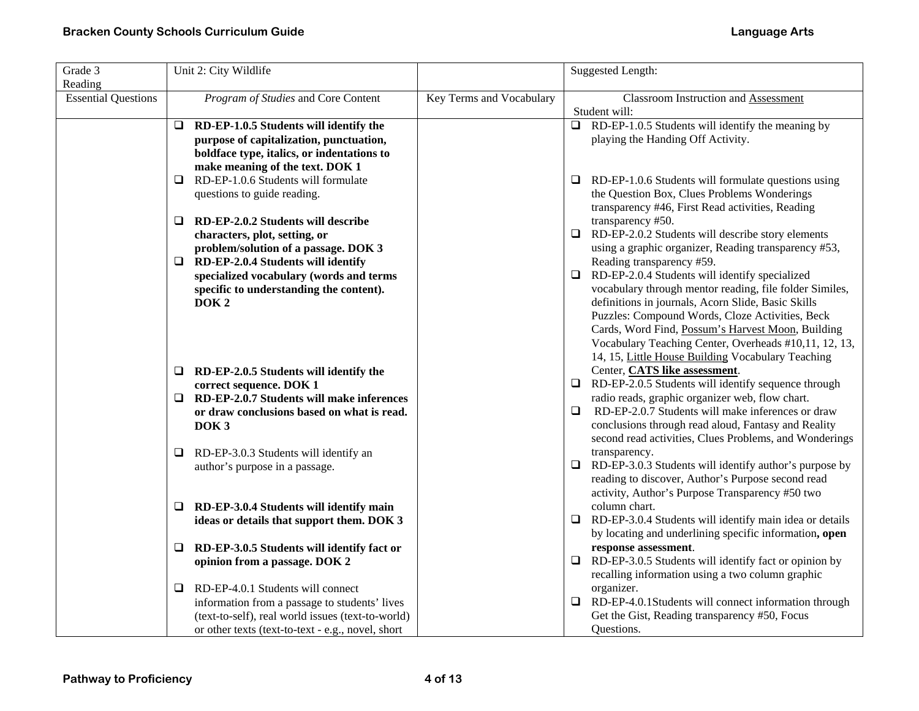| Grade 3 Reading | Unit 2: City Wildlife | | Suggested Length: |
|---|---|---|---|
| Essential Questions | *Program of Studies* and Core Content | Key Terms and Vocabulary | Classroom Instruction and Assessment<br>Student will: |
| | ❑ **RD-EP-1.0.5 Students will identify the purpose of capitalization, punctuation, boldface type, italics, or indentations to make meaning of the text. DOK 1**<br>❑ RD-EP-1.0.6 Students will formulate questions to guide reading.<br>❑ **RD-EP-2.0.2 Students will describe characters, plot, setting, or problem/solution of a passage. DOK 3**<br>❑ **RD-EP-2.0.4 Students will identify specialized vocabulary (words and terms specific to understanding the content). DOK 2**<br>❑ **RD-EP-2.0.5 Students will identify the correct sequence. DOK 1**<br>❑ **RD-EP-2.0.7 Students will make inferences or draw conclusions based on what is read. DOK 3**<br>❑ RD-EP-3.0.3 Students will identify an author's purpose in a passage.<br>❑ **RD-EP-3.0.4 Students will identify main ideas or details that support them. DOK 3**<br>❑ **RD-EP-3.0.5 Students will identify fact or opinion from a passage. DOK 2**<br>❑ RD-EP-4.0.1 Students will connect information from a passage to students' lives (text-to-self), real world issues (text-to-world) or other texts (text-to-text - e.g., novel, short | | ❑ RD-EP-1.0.5 Students will identify the meaning by playing the Handing Off Activity.<br>❑ RD-EP-1.0.6 Students will formulate questions using the Question Box, Clues Problems Wonderings transparency #46, First Read activities, Reading transparency #50.<br>❑ RD-EP-2.0.2 Students will describe story elements using a graphic organizer, Reading transparency #53, Reading transparency #59.<br>❑ RD-EP-2.0.4 Students will identify specialized vocabulary through mentor reading, file folder Similes, definitions in journals, Acorn Slide, Basic Skills Puzzles: Compound Words, Cloze Activities, Beck Cards, Word Find, <u>Possum's Harvest Moon</u>, Building Vocabulary Teaching Center, Overheads #10,11, 12, 13, 14, 15, <u>Little House Building</u> Vocabulary Teaching Center, **<u>CATS like assessment</u>**.<br>❑ RD-EP-2.0.5 Students will identify sequence through radio reads, graphic organizer web, flow chart.<br>❑ RD-EP-2.0.7 Students will make inferences or draw conclusions through read aloud, Fantasy and Reality second read activities, Clues Problems, and Wonderings transparency.<br>❑ RD-EP-3.0.3 Students will identify author's purpose by reading to discover, Author's Purpose second read activity, Author's Purpose Transparency #50 two column chart.<br>❑ RD-EP-3.0.4 Students will identify main idea or details by locating and underlining specific information**, open response assessment**.<br>❑ RD-EP-3.0.5 Students will identify fact or opinion by recalling information using a two column graphic organizer.<br>❑ RD-EP-4.0.1Students will connect information through Get the Gist, Reading transparency #50, Focus Questions. |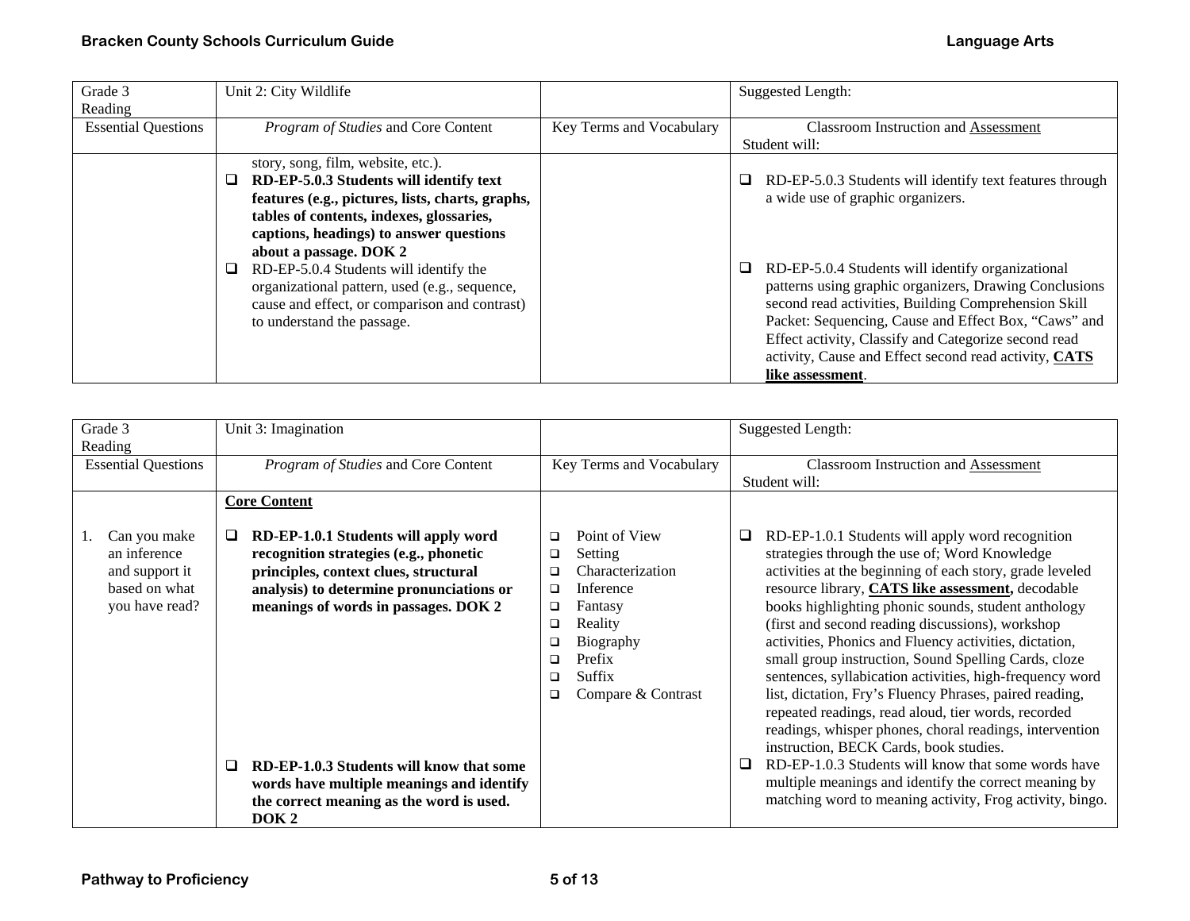| Grade 3 Reading | Unit 2: City Wildlife | | Suggested Length: |
|---|---|---|---|
| Essential Questions | *Program of Studies* and Core Content | Key Terms and Vocabulary | Classroom Instruction and Assessment Student will: |
| | story, song, film, website, etc.).<br>❑ **RD-EP-5.0.3 Students will identify text features (e.g., pictures, lists, charts, graphs, tables of contents, indexes, glossaries, captions, headings) to answer questions about a passage. DOK 2**<br>❑ RD-EP-5.0.4 Students will identify the organizational pattern, used (e.g., sequence, cause and effect, or comparison and contrast) to understand the passage. | | ❑ RD-EP-5.0.3 Students will identify text features through a wide use of graphic organizers.<br>❑ RD-EP-5.0.4 Students will identify organizational patterns using graphic organizers, Drawing Conclusions second read activities, Building Comprehension Skill Packet: Sequencing, Cause and Effect Box, "Caws" and Effect activity, Classify and Categorize second read activity, Cause and Effect second read activity, **CATS like assessment**. |

| Grade 3 Reading | Unit 3: Imagination | | Suggested Length: |
|---|---|---|---|
| Essential Questions | *Program of Studies* and Core Content | Key Terms and Vocabulary | Classroom Instruction and Assessment Student will: |
| 1. Can you make an inference and support it based on what you have read? | **Core Content**<br>❑ **RD-EP-1.0.1 Students will apply word recognition strategies (e.g., phonetic principles, context clues, structural analysis) to determine pronunciations or meanings of words in passages. DOK 2**<br>❑ **RD-EP-1.0.3 Students will know that some words have multiple meanings and identify the correct meaning as the word is used. DOK 2** | ❑ Point of View<br>❑ Setting<br>❑ Characterization<br>❑ Inference<br>❑ Fantasy<br>❑ Reality<br>❑ Biography<br>❑ Prefix<br>❑ Suffix<br>❑ Compare & Contrast | ❑ RD-EP-1.0.1 Students will apply word recognition strategies through the use of; Word Knowledge activities at the beginning of each story, grade leveled resource library, **CATS like assessment,** decodable books highlighting phonic sounds, student anthology (first and second reading discussions), workshop activities, Phonics and Fluency activities, dictation, small group instruction, Sound Spelling Cards, cloze sentences, syllabication activities, high-frequency word list, dictation, Fry's Fluency Phrases, paired reading, repeated readings, read aloud, tier words, recorded readings, whisper phones, choral readings, intervention instruction, BECK Cards, book studies.<br>❑ RD-EP-1.0.3 Students will know that some words have multiple meanings and identify the correct meaning by matching word to meaning activity, Frog activity, bingo. |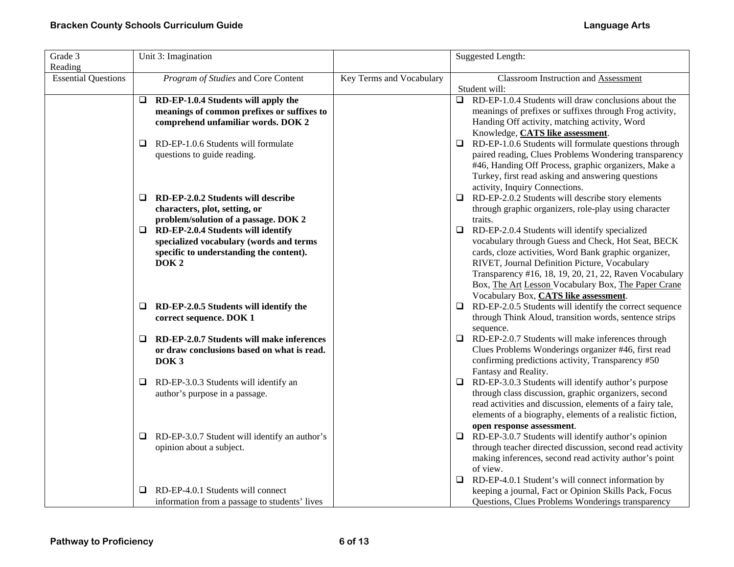| Grade 3 Reading | Unit 3: Imagination | | Suggested Length: |
|---|---|---|---|
| Essential Questions | *Program of Studies* and Core Content | Key Terms and Vocabulary | Classroom Instruction and Assessment<br>Student will: |
| | ❑ **RD-EP-1.0.4 Students will apply the meanings of common prefixes or suffixes to comprehend unfamiliar words. DOK 2**<br><br>❑ RD-EP-1.0.6 Students will formulate questions to guide reading.<br><br>❑ **RD-EP-2.0.2 Students will describe characters, plot, setting, or problem/solution of a passage. DOK 2**<br>❑ **RD-EP-2.0.4 Students will identify specialized vocabulary (words and terms specific to understanding the content). DOK 2**<br><br>❑ **RD-EP-2.0.5 Students will identify the correct sequence. DOK 1**<br><br>❑ **RD-EP-2.0.7 Students will make inferences or draw conclusions based on what is read. DOK 3**<br><br>❑ RD-EP-3.0.3 Students will identify an author's purpose in a passage.<br><br>❑ RD-EP-3.0.7 Student will identify an author's opinion about a subject.<br><br>❑ RD-EP-4.0.1 Students will connect information from a passage to students' lives | | ❑ RD-EP-1.0.4 Students will draw conclusions about the meanings of prefixes or suffixes through Frog activity, Handing Off activity, matching activity, Word Knowledge, <u>**CATS like assessment**</u>.<br>❑ RD-EP-1.0.6 Students will formulate questions through paired reading, Clues Problems Wondering transparency #46, Handing Off Process, graphic organizers, Make a Turkey, first read asking and answering questions activity, Inquiry Connections.<br>❑ RD-EP-2.0.2 Students will describe story elements through graphic organizers, role-play using character traits.<br>❑ RD-EP-2.0.4 Students will identify specialized vocabulary through Guess and Check, Hot Seat, BECK cards, cloze activities, Word Bank graphic organizer, RIVET, Journal Definition Picture, Vocabulary Transparency #16, 18, 19, 20, 21, 22, Raven Vocabulary Box, <u>The Art</u> <u>Lesson</u> Vocabulary Box, <u>The Paper Crane</u> Vocabulary Box, <u>**CATS like assessment**</u>.<br>❑ RD-EP-2.0.5 Students will identify the correct sequence through Think Aloud, transition words, sentence strips sequence.<br>❑ RD-EP-2.0.7 Students will make inferences through Clues Problems Wonderings organizer #46, first read confirming predictions activity, Transparency #50 Fantasy and Reality.<br>❑ RD-EP-3.0.3 Students will identify author's purpose through class discussion, graphic organizers, second read activities and discussion, elements of a fairy tale, elements of a biography, elements of a realistic fiction, **open response assessment**.<br>❑ RD-EP-3.0.7 Students will identify author's opinion through teacher directed discussion, second read activity making inferences, second read activity author's point of view.<br>❑ RD-EP-4.0.1 Student's will connect information by keeping a journal, Fact or Opinion Skills Pack, Focus Questions, Clues Problems Wonderings transparency |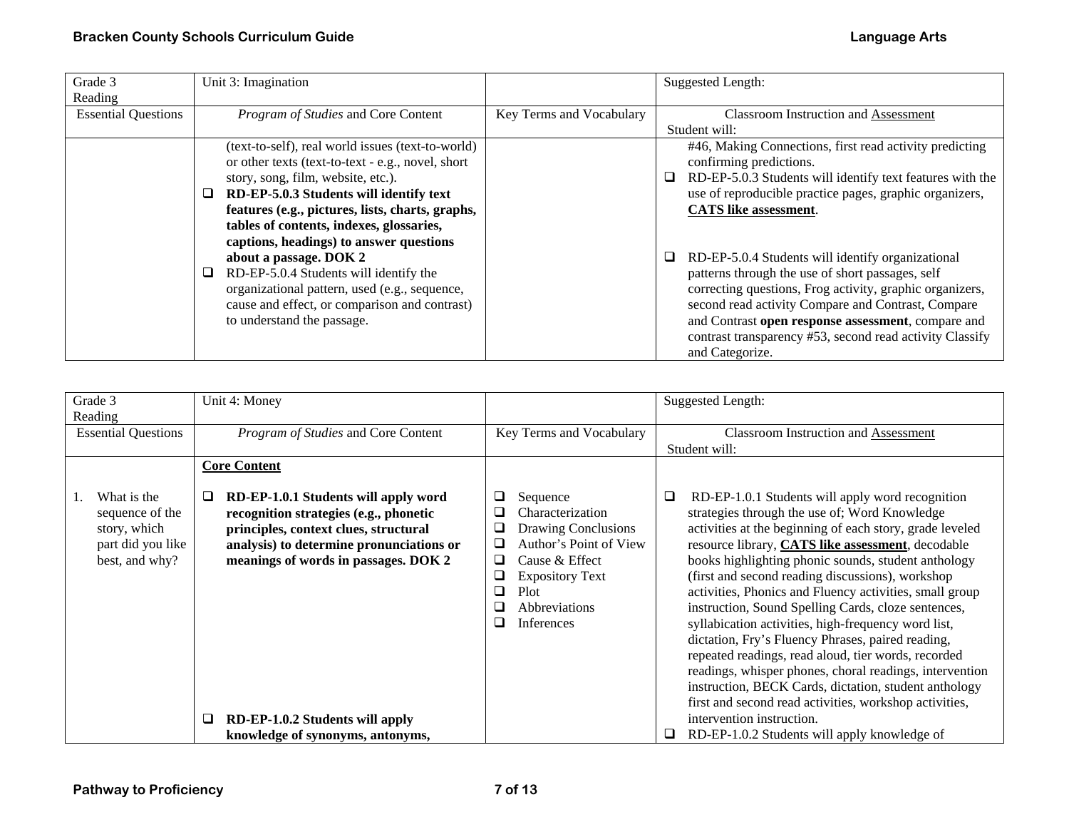| Grade 3 Reading | Unit 3: Imagination | | Suggested Length: |
|---|---|---|---|
| Essential Questions | *Program of Studies* and Core Content | Key Terms and Vocabulary | Classroom Instruction and <u>Assessment</u> Student will: |
| | (text-to-self), real world issues (text-to-world) or other texts (text-to-text - e.g., novel, short story, song, film, website, etc.).<br>❑ **RD-EP-5.0.3 Students will identify text features (e.g., pictures, lists, charts, graphs, tables of contents, indexes, glossaries, captions, headings) to answer questions about a passage. DOK 2**<br>❑ RD-EP-5.0.4 Students will identify the organizational pattern, used (e.g., sequence, cause and effect, or comparison and contrast) to understand the passage. | | #46, Making Connections, first read activity predicting confirming predictions.<br>❑ RD-EP-5.0.3 Students will identify text features with the use of reproducible practice pages, graphic organizers, **<u>CATS like assessment</u>**.<br>❑ RD-EP-5.0.4 Students will identify organizational patterns through the use of short passages, self correcting questions, Frog activity, graphic organizers, second read activity Compare and Contrast, Compare and Contrast **open response assessment**, compare and contrast transparency #53, second read activity Classify and Categorize. |

| Grade 3 Reading | Unit 4: Money | | Suggested Length: |
|---|---|---|---|
| Essential Questions | *Program of Studies* and Core Content | Key Terms and Vocabulary | Classroom Instruction and <u>Assessment</u> Student will: |
| 1. What is the sequence of the story, which part did you like best, and why? | **<u>Core Content</u>**<br>❑ **RD-EP-1.0.1 Students will apply word recognition strategies (e.g., phonetic principles, context clues, structural analysis) to determine pronunciations or meanings of words in passages. DOK 2**<br>❑ **RD-EP-1.0.2 Students will apply knowledge of synonyms, antonyms,** | ❑ Sequence<br>❑ Characterization<br>❑ Drawing Conclusions<br>❑ Author's Point of View<br>❑ Cause & Effect<br>❑ Expository Text<br>❑ Plot<br>❑ Abbreviations<br>❑ Inferences | ❑ RD-EP-1.0.1 Students will apply word recognition strategies through the use of; Word Knowledge activities at the beginning of each story, grade leveled resource library, **<u>CATS like assessment</u>**, decodable books highlighting phonic sounds, student anthology (first and second reading discussions), workshop activities, Phonics and Fluency activities, small group instruction, Sound Spelling Cards, cloze sentences, syllabication activities, high-frequency word list, dictation, Fry's Fluency Phrases, paired reading, repeated readings, read aloud, tier words, recorded readings, whisper phones, choral readings, intervention instruction, BECK Cards, dictation, student anthology first and second read activities, workshop activities, intervention instruction.<br>❑ RD-EP-1.0.2 Students will apply knowledge of |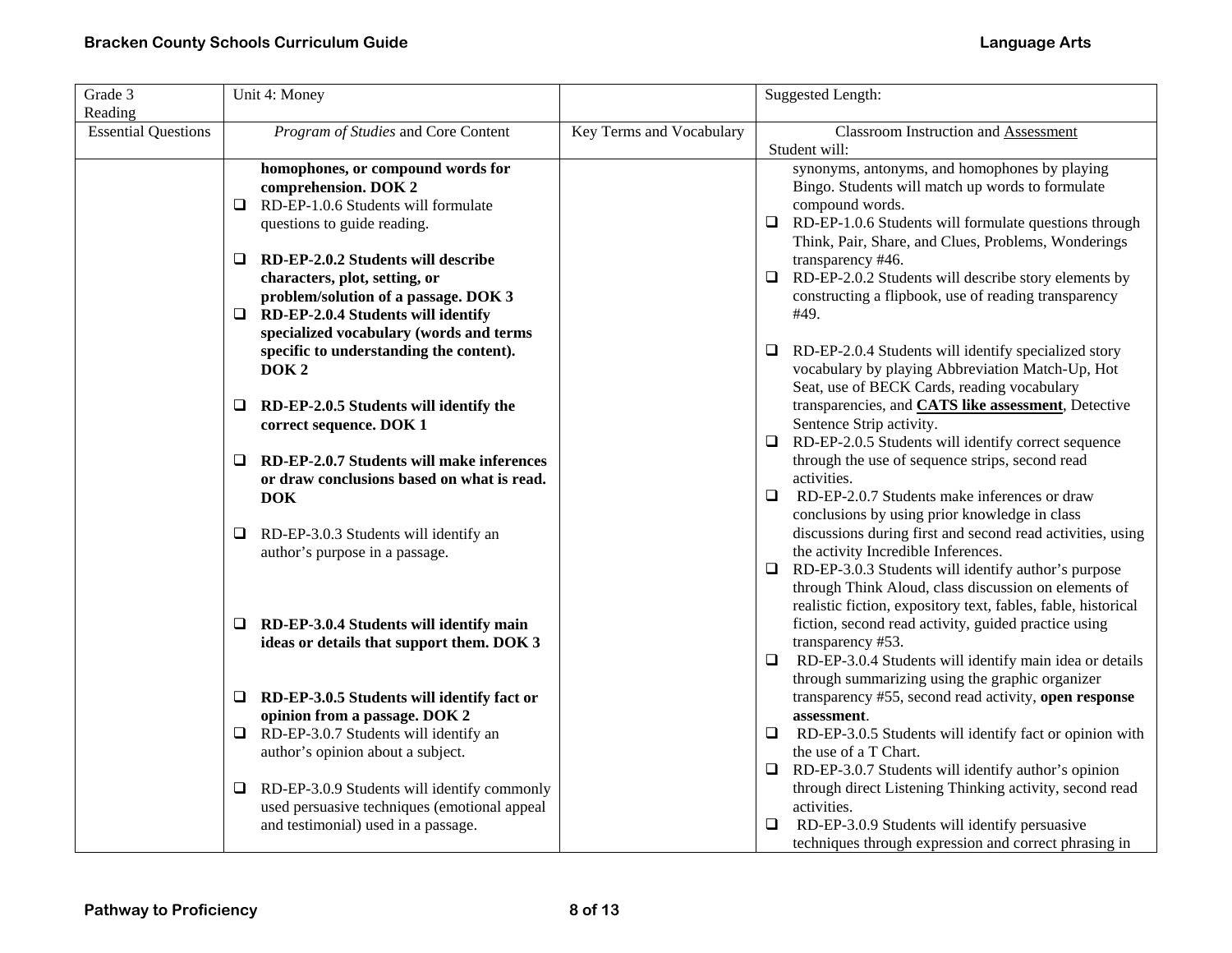| Grade 3 Reading | Unit 4: Money | | Suggested Length: |
|---|---|---|---|
| Essential Questions | *Program of Studies* and Core Content | Key Terms and Vocabulary | Classroom Instruction and Assessment Student will: |
| | **homophones, or compound words for comprehension. DOK 2**<br>❑ RD-EP-1.0.6 Students will formulate questions to guide reading.<br>❑ **RD-EP-2.0.2 Students will describe characters, plot, setting, or problem/solution of a passage. DOK 3**<br>❑ **RD-EP-2.0.4 Students will identify specialized vocabulary (words and terms specific to understanding the content). DOK 2**<br>❑ **RD-EP-2.0.5 Students will identify the correct sequence. DOK 1**<br>❑ **RD-EP-2.0.7 Students will make inferences or draw conclusions based on what is read. DOK**<br>❑ RD-EP-3.0.3 Students will identify an author's purpose in a passage.<br>❑ **RD-EP-3.0.4 Students will identify main ideas or details that support them. DOK 3**<br>❑ **RD-EP-3.0.5 Students will identify fact or opinion from a passage. DOK 2**<br>❑ RD-EP-3.0.7 Students will identify an author's opinion about a subject.<br>❑ RD-EP-3.0.9 Students will identify commonly used persuasive techniques (emotional appeal and testimonial) used in a passage. | | synonyms, antonyms, and homophones by playing Bingo. Students will match up words to formulate compound words.<br>❑ RD-EP-1.0.6 Students will formulate questions through Think, Pair, Share, and Clues, Problems, Wonderings transparency #46.<br>❑ RD-EP-2.0.2 Students will describe story elements by constructing a flipbook, use of reading transparency #49.<br>❑ RD-EP-2.0.4 Students will identify specialized story vocabulary by playing Abbreviation Match-Up, Hot Seat, use of BECK Cards, reading vocabulary transparencies, and **CATS like assessment**, Detective Sentence Strip activity.<br>❑ RD-EP-2.0.5 Students will identify correct sequence through the use of sequence strips, second read activities.<br>❑ RD-EP-2.0.7 Students make inferences or draw conclusions by using prior knowledge in class discussions during first and second read activities, using the activity Incredible Inferences.<br>❑ RD-EP-3.0.3 Students will identify author's purpose through Think Aloud, class discussion on elements of realistic fiction, expository text, fables, fable, historical fiction, second read activity, guided practice using transparency #53.<br>❑ RD-EP-3.0.4 Students will identify main idea or details through summarizing using the graphic organizer transparency #55, second read activity, **open response assessment**.<br>❑ RD-EP-3.0.5 Students will identify fact or opinion with the use of a T Chart.<br>❑ RD-EP-3.0.7 Students will identify author's opinion through direct Listening Thinking activity, second read activities.<br>❑ RD-EP-3.0.9 Students will identify persuasive techniques through expression and correct phrasing in |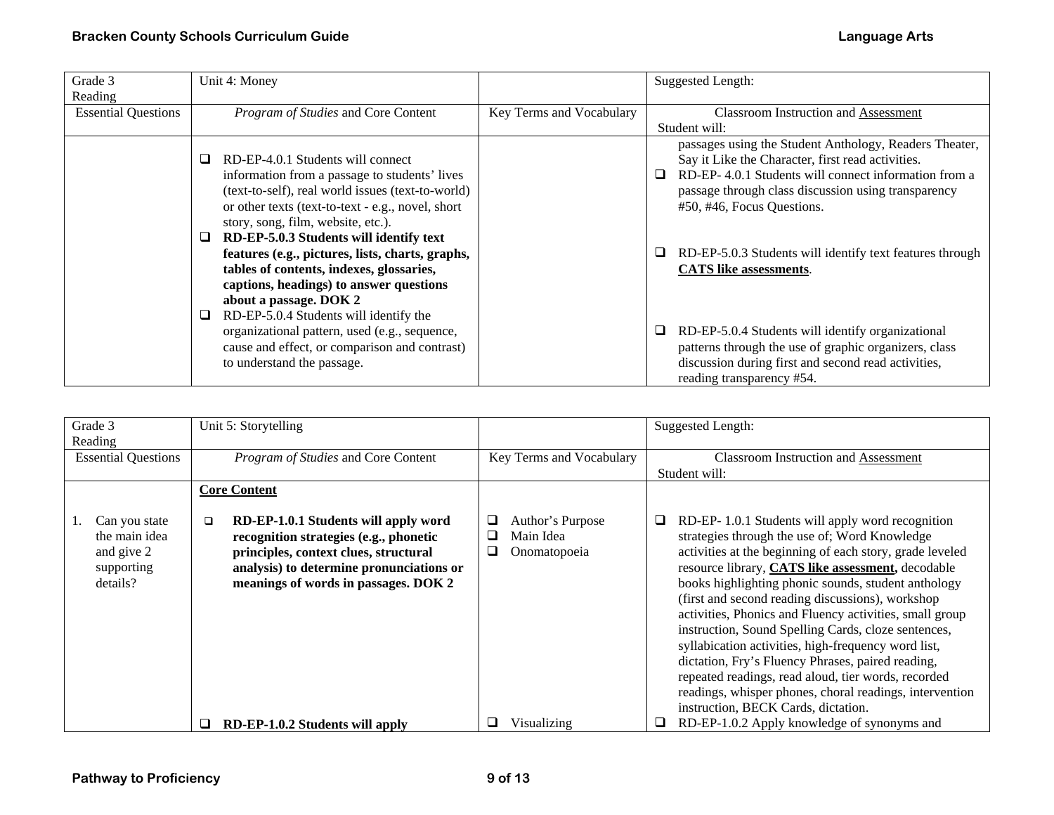| Grade 3 Reading | Unit 4: Money | | Suggested Length: |
|---|---|---|---|
| Essential Questions | *Program of Studies* and Core Content | Key Terms and Vocabulary | Classroom Instruction and Assessment<br>Student will: |
| | ❑ RD-EP-4.0.1 Students will connect information from a passage to students' lives (text-to-self), real world issues (text-to-world) or other texts (text-to-text - e.g., novel, short story, song, film, website, etc.).<br>❑ **RD-EP-5.0.3 Students will identify text features (e.g., pictures, lists, charts, graphs, tables of contents, indexes, glossaries, captions, headings) to answer questions about a passage. DOK 2**<br>❑ RD-EP-5.0.4 Students will identify the organizational pattern, used (e.g., sequence, cause and effect, or comparison and contrast) to understand the passage. | | passages using the Student Anthology, Readers Theater, Say it Like the Character, first read activities.<br>❑ RD-EP- 4.0.1 Students will connect information from a passage through class discussion using transparency #50, #46, Focus Questions.<br>❑ RD-EP-5.0.3 Students will identify text features through **CATS like assessments**.<br>❑ RD-EP-5.0.4 Students will identify organizational patterns through the use of graphic organizers, class discussion during first and second read activities, reading transparency #54. |

| Grade 3 Reading | Unit 5: Storytelling | | Suggested Length: |
|---|---|---|---|
| Essential Questions | *Program of Studies* and Core Content | Key Terms and Vocabulary | Classroom Instruction and Assessment<br>Student will: |
| 1. Can you state the main idea and give 2 supporting details? | **Core Content**<br>❑ **RD-EP-1.0.1 Students will apply word recognition strategies (e.g., phonetic principles, context clues, structural analysis) to determine pronunciations or meanings of words in passages. DOK 2** | ❑ Author's Purpose<br>❑ Main Idea<br>❑ Onomatopoeia | ❑ RD-EP- 1.0.1 Students will apply word recognition strategies through the use of; Word Knowledge activities at the beginning of each story, grade leveled resource library, **CATS like assessment,** decodable books highlighting phonic sounds, student anthology (first and second reading discussions), workshop activities, Phonics and Fluency activities, small group instruction, Sound Spelling Cards, cloze sentences, syllabication activities, high-frequency word list, dictation, Fry's Fluency Phrases, paired reading, repeated readings, read aloud, tier words, recorded readings, whisper phones, choral readings, intervention instruction, BECK Cards, dictation. |
| | ❑ **RD-EP-1.0.2 Students will apply** | ❑ Visualizing | ❑ RD-EP-1.0.2 Apply knowledge of synonyms and |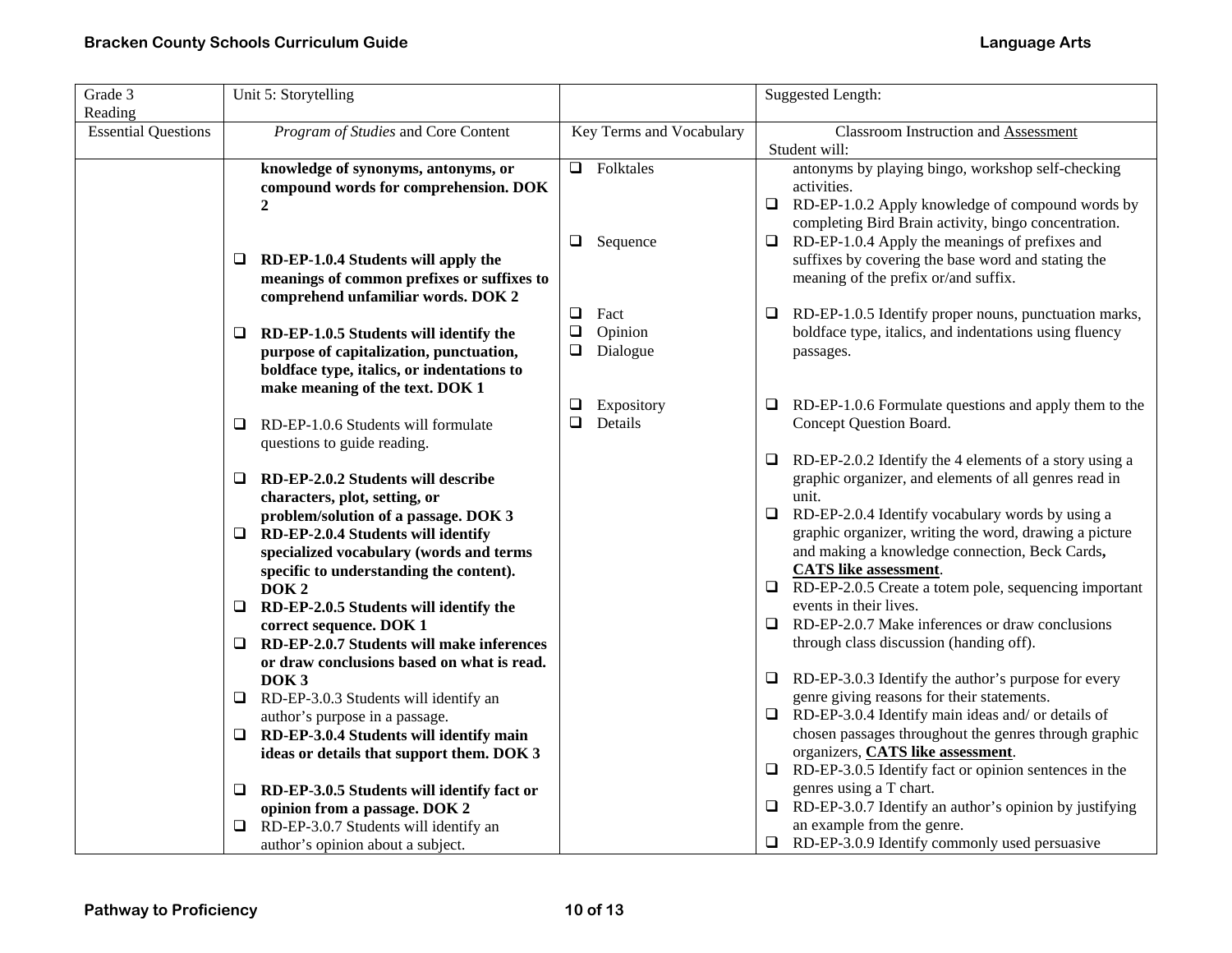| Grade 3 Reading | Unit 5: Storytelling | | Suggested Length: |
|---|---|---|---|
| Essential Questions | *Program of Studies* and Core Content | Key Terms and Vocabulary | Classroom Instruction and Assessment<br>Student will: |
| | **knowledge of synonyms, antonyms, or compound words for comprehension. DOK 2**<br><br>❑ **RD-EP-1.0.4 Students will apply the meanings of common prefixes or suffixes to comprehend unfamiliar words. DOK 2**<br><br>❑ **RD-EP-1.0.5 Students will identify the purpose of capitalization, punctuation, boldface type, italics, or indentations to make meaning of the text. DOK 1**<br><br>❑ RD-EP-1.0.6 Students will formulate questions to guide reading.<br><br>❑ **RD-EP-2.0.2 Students will describe characters, plot, setting, or problem/solution of a passage. DOK 3**<br>❑ **RD-EP-2.0.4 Students will identify specialized vocabulary (words and terms specific to understanding the content). DOK 2**<br>❑ **RD-EP-2.0.5 Students will identify the correct sequence. DOK 1**<br>❑ **RD-EP-2.0.7 Students will make inferences or draw conclusions based on what is read. DOK 3**<br>❑ RD-EP-3.0.3 Students will identify an author's purpose in a passage.<br>❑ **RD-EP-3.0.4 Students will identify main ideas or details that support them. DOK 3**<br><br>❑ **RD-EP-3.0.5 Students will identify fact or opinion from a passage. DOK 2**<br>❑ RD-EP-3.0.7 Students will identify an author's opinion about a subject. | ❑ Folktales<br><br>❑ Sequence<br><br>❑ Fact<br>❑ Opinion<br>❑ Dialogue<br><br>❑ Expository<br>❑ Details | antonyms by playing bingo, workshop self-checking activities.<br>❑ RD-EP-1.0.2 Apply knowledge of compound words by completing Bird Brain activity, bingo concentration.<br>❑ RD-EP-1.0.4 Apply the meanings of prefixes and suffixes by covering the base word and stating the meaning of the prefix or/and suffix.<br><br>❑ RD-EP-1.0.5 Identify proper nouns, punctuation marks, boldface type, italics, and indentations using fluency passages.<br><br>❑ RD-EP-1.0.6 Formulate questions and apply them to the Concept Question Board.<br><br>❑ RD-EP-2.0.2 Identify the 4 elements of a story using a graphic organizer, and elements of all genres read in unit.<br>❑ RD-EP-2.0.4 Identify vocabulary words by using a graphic organizer, writing the word, drawing a picture and making a knowledge connection, Beck Cards, **CATS like assessment**.<br>❑ RD-EP-2.0.5 Create a totem pole, sequencing important events in their lives.<br>❑ RD-EP-2.0.7 Make inferences or draw conclusions through class discussion (handing off).<br><br>❑ RD-EP-3.0.3 Identify the author's purpose for every genre giving reasons for their statements.<br>❑ RD-EP-3.0.4 Identify main ideas and/ or details of chosen passages throughout the genres through graphic organizers, **CATS like assessment**.<br>❑ RD-EP-3.0.5 Identify fact or opinion sentences in the genres using a T chart.<br>❑ RD-EP-3.0.7 Identify an author's opinion by justifying an example from the genre.<br>❑ RD-EP-3.0.9 Identify commonly used persuasive |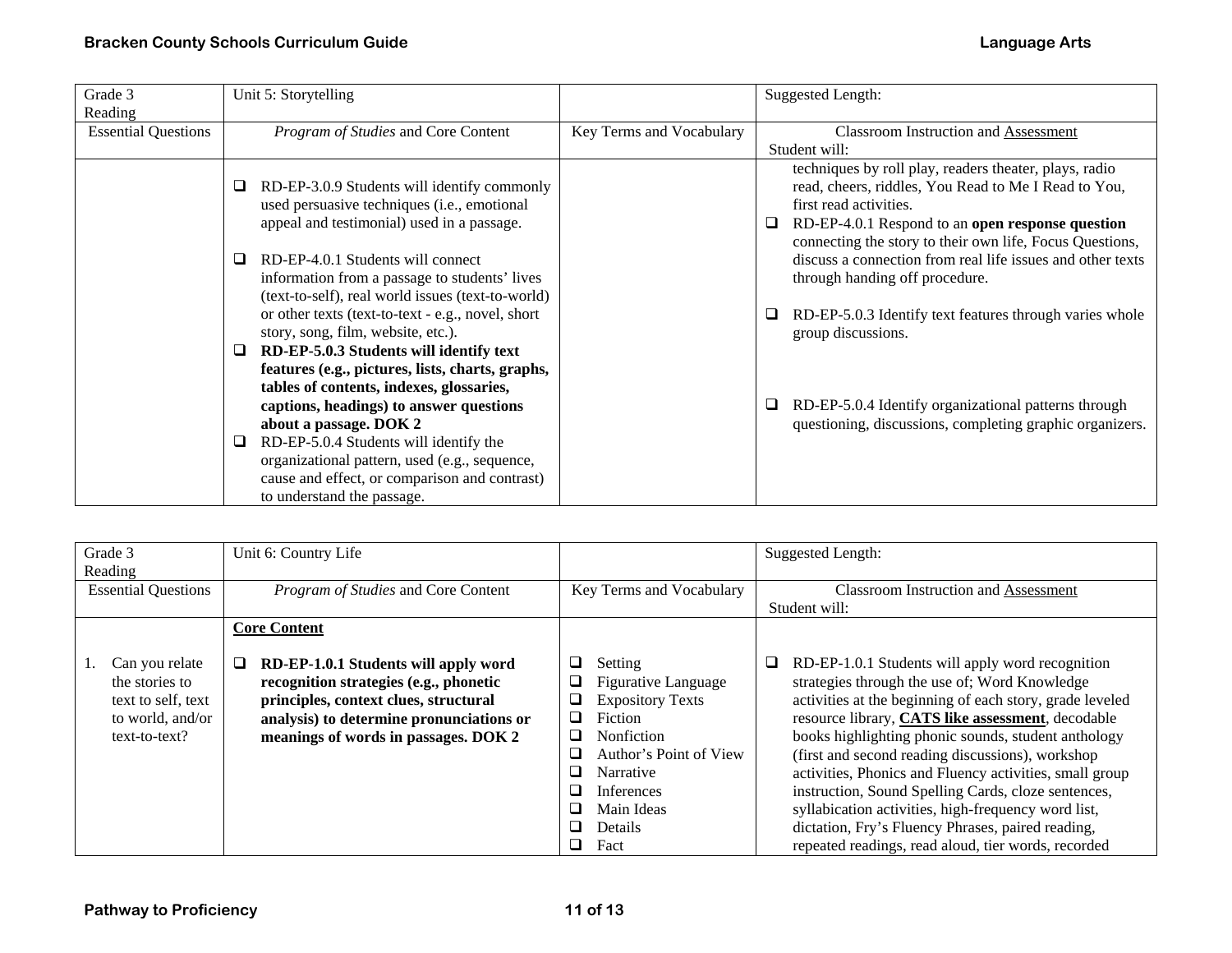| Grade 3<br>Reading | Unit 5: Storytelling | | Suggested Length: |
|---|---|---|---|
| Essential Questions | *Program of Studies* and Core Content | Key Terms and Vocabulary | Classroom Instruction and Assessment<br>Student will: |
| | ❑ RD-EP-3.0.9 Students will identify commonly used persuasive techniques (i.e., emotional appeal and testimonial) used in a passage.<br><br>❑ RD-EP-4.0.1 Students will connect information from a passage to students' lives (text-to-self), real world issues (text-to-world) or other texts (text-to-text - e.g., novel, short story, song, film, website, etc.).<br>❑ **RD-EP-5.0.3 Students will identify text features (e.g., pictures, lists, charts, graphs, tables of contents, indexes, glossaries, captions, headings) to answer questions about a passage. DOK 2**<br>❑ RD-EP-5.0.4 Students will identify the organizational pattern, used (e.g., sequence, cause and effect, or comparison and contrast) to understand the passage. | | techniques by roll play, readers theater, plays, radio read, cheers, riddles, You Read to Me I Read to You, first read activities.<br>❑ RD-EP-4.0.1 Respond to an **open response question** connecting the story to their own life, Focus Questions, discuss a connection from real life issues and other texts through handing off procedure.<br><br>❑ RD-EP-5.0.3 Identify text features through varies whole group discussions.<br><br><br>❑ RD-EP-5.0.4 Identify organizational patterns through questioning, discussions, completing graphic organizers. |

| Grade 3<br>Reading | Unit 6: Country Life | | Suggested Length: |
|---|---|---|---|
| Essential Questions | *Program of Studies* and Core Content | Key Terms and Vocabulary | Classroom Instruction and Assessment<br>Student will: |
| 1. Can you relate the stories to text to self, text to world, and/or text-to-text? | **Core Content**<br><br>❑ **RD-EP-1.0.1 Students will apply word recognition strategies (e.g., phonetic principles, context clues, structural analysis) to determine pronunciations or meanings of words in passages. DOK 2** | ❑ Setting<br>❑ Figurative Language<br>❑ Expository Texts<br>❑ Fiction<br>❑ Nonfiction<br>❑ Author's Point of View<br>❑ Narrative<br>❑ Inferences<br>❑ Main Ideas<br>❑ Details<br>❑ Fact | ❑ RD-EP-1.0.1 Students will apply word recognition strategies through the use of; Word Knowledge activities at the beginning of each story, grade leveled resource library, **CATS like assessment**, decodable books highlighting phonic sounds, student anthology (first and second reading discussions), workshop activities, Phonics and Fluency activities, small group instruction, Sound Spelling Cards, cloze sentences, syllabication activities, high-frequency word list, dictation, Fry's Fluency Phrases, paired reading, repeated readings, read aloud, tier words, recorded |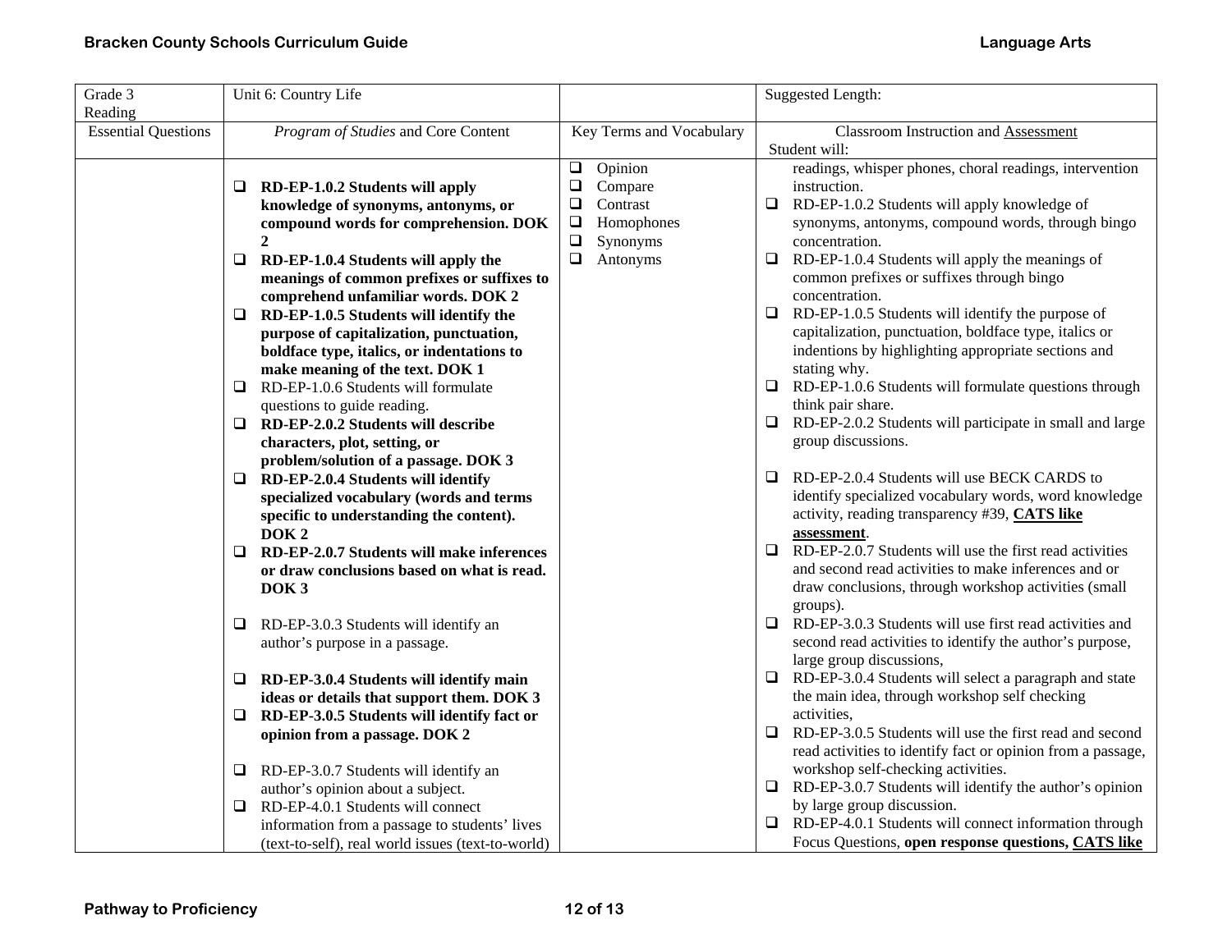| Grade 3<br>Reading | Unit 6: Country Life | | Suggested Length: |
|---|---|---|---|
| Essential Questions | *Program of Studies* and Core Content | Key Terms and Vocabulary | Classroom Instruction and <u>Assessment</u><br>Student will: |
| | ❑ **RD-EP-1.0.2 Students will apply knowledge of synonyms, antonyms, or compound words for comprehension. DOK 2**<br>❑ **RD-EP-1.0.4 Students will apply the meanings of common prefixes or suffixes to comprehend unfamiliar words. DOK 2**<br>❑ **RD-EP-1.0.5 Students will identify the purpose of capitalization, punctuation, boldface type, italics, or indentations to make meaning of the text. DOK 1**<br>❑ RD-EP-1.0.6 Students will formulate questions to guide reading.<br>❑ **RD-EP-2.0.2 Students will describe characters, plot, setting, or problem/solution of a passage. DOK 3**<br>❑ **RD-EP-2.0.4 Students will identify specialized vocabulary (words and terms specific to understanding the content). DOK 2**<br>❑ **RD-EP-2.0.7 Students will make inferences or draw conclusions based on what is read. DOK 3**<br>❑ RD-EP-3.0.3 Students will identify an author's purpose in a passage.<br>❑ **RD-EP-3.0.4 Students will identify main ideas or details that support them. DOK 3**<br>❑ **RD-EP-3.0.5 Students will identify fact or opinion from a passage. DOK 2**<br>❑ RD-EP-3.0.7 Students will identify an author's opinion about a subject.<br>❑ RD-EP-4.0.1 Students will connect information from a passage to students' lives (text-to-self), real world issues (text-to-world) | ❑ Opinion<br>❑ Compare<br>❑ Contrast<br>❑ Homophones<br>❑ Synonyms<br>❑ Antonyms | readings, whisper phones, choral readings, intervention instruction.<br>❑ RD-EP-1.0.2 Students will apply knowledge of synonyms, antonyms, compound words, through bingo concentration.<br>❑ RD-EP-1.0.4 Students will apply the meanings of common prefixes or suffixes through bingo concentration.<br>❑ RD-EP-1.0.5 Students will identify the purpose of capitalization, punctuation, boldface type, italics or indentions by highlighting appropriate sections and stating why.<br>❑ RD-EP-1.0.6 Students will formulate questions through think pair share.<br>❑ RD-EP-2.0.2 Students will participate in small and large group discussions.<br>❑ RD-EP-2.0.4 Students will use BECK CARDS to identify specialized vocabulary words, word knowledge activity, reading transparency #39, **<u>CATS like assessment</u>**.<br>❑ RD-EP-2.0.7 Students will use the first read activities and second read activities to make inferences and or draw conclusions, through workshop activities (small groups).<br>❑ RD-EP-3.0.3 Students will use first read activities and second read activities to identify the author's purpose, large group discussions,<br>❑ RD-EP-3.0.4 Students will select a paragraph and state the main idea, through workshop self checking activities,<br>❑ RD-EP-3.0.5 Students will use the first read and second read activities to identify fact or opinion from a passage, workshop self-checking activities.<br>❑ RD-EP-3.0.7 Students will identify the author's opinion by large group discussion.<br>❑ RD-EP-4.0.1 Students will connect information through Focus Questions, **open response questions, <u>CATS like</u>** |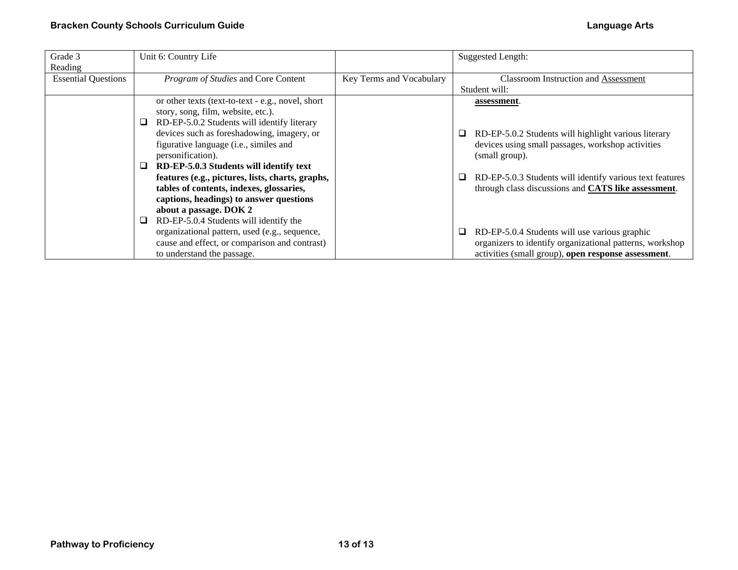| Grade 3 Reading | Unit 6: Country Life | | Suggested Length: |
|---|---|---|---|
| Essential Questions | *Program of Studies* and Core Content | Key Terms and Vocabulary | Classroom Instruction and Assessment Student will: |
| | or other texts (text-to-text - e.g., novel, short story, song, film, website, etc.).<br>❑ RD-EP-5.0.2 Students will identify literary devices such as foreshadowing, imagery, or figurative language (i.e., similes and personification).<br>❑ **RD-EP-5.0.3 Students will identify text features (e.g., pictures, lists, charts, graphs, tables of contents, indexes, glossaries, captions, headings) to answer questions about a passage. DOK 2**<br>❑ RD-EP-5.0.4 Students will identify the organizational pattern, used (e.g., sequence, cause and effect, or comparison and contrast) to understand the passage. | | **assessment**.<br><br>❑ RD-EP-5.0.2 Students will highlight various literary devices using small passages, workshop activities (small group).<br><br>❑ RD-EP-5.0.3 Students will identify various text features through class discussions and **CATS like assessment**.<br><br>❑ RD-EP-5.0.4 Students will use various graphic organizers to identify organizational patterns, workshop activities (small group), **open response assessment**. |